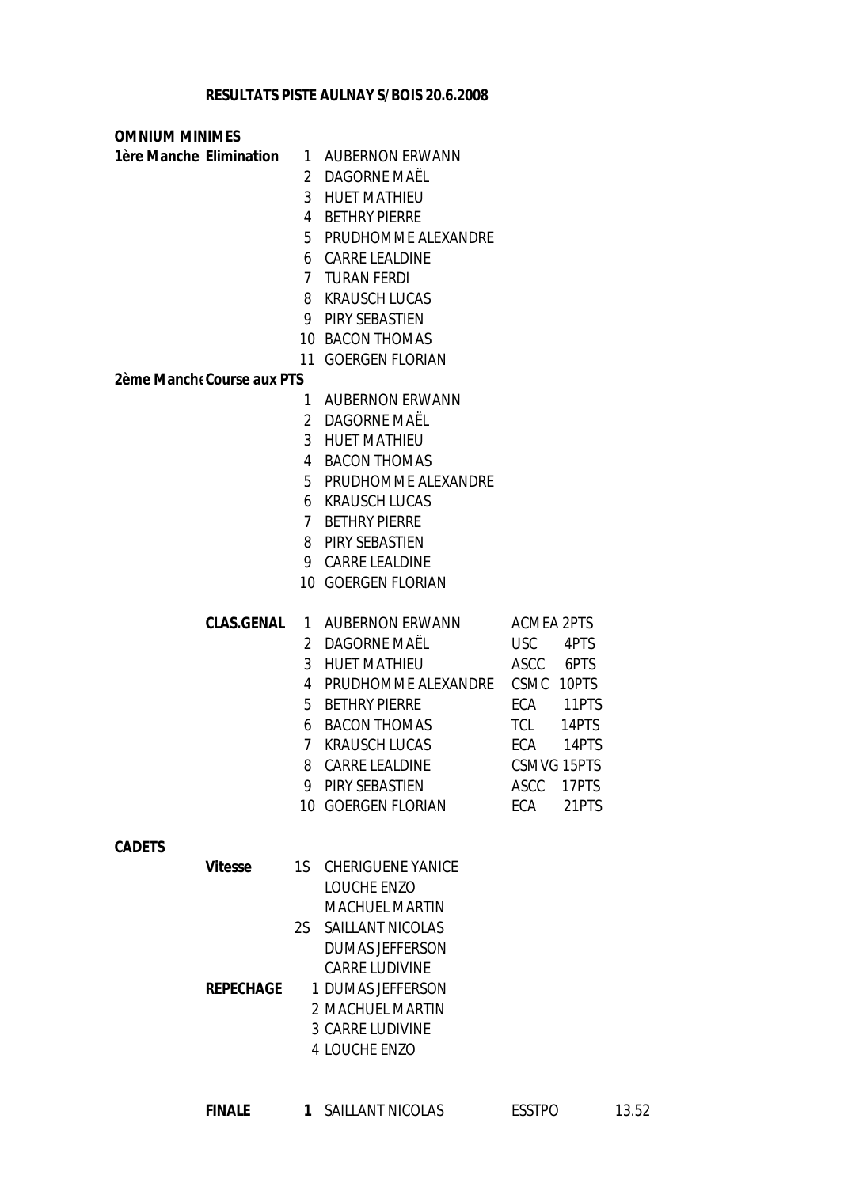**RESULTATS PISTE AULNAY S/BOIS 20.6.2008**

**OMNIUM MINIMES**

**1ère Manche Elimination**

1. AUBERNON ERWANN
2. DAGORNE MAËL
3. HUET MATHIEU
4. BETHRY PIERRE
5. PRUDHOMME ALEXANDRE
6. CARRE LEALDINE
7. TURAN FERDI
8. KRAUSCH LUCAS
9. PIRY SEBASTIEN
10. BACON THOMAS
11. GOERGEN FLORIAN

**2ème Manche Course aux PTS**

1. AUBERNON ERWANN
2. DAGORNE MAËL
3. HUET MATHIEU
4. BACON THOMAS
5. PRUDHOMME ALEXANDRE
6. KRAUSCH LUCAS
7. BETHRY PIERRE
8. PIRY SEBASTIEN
9. CARRE LEALDINE
10. GOERGEN FLORIAN

**CLAS.GENAL**

| | Nom | Club | Points |
|---|---|---|---|
| 1 | AUBERNON ERWANN | ACMEA | 2PTS |
| 2 | DAGORNE MAËL | USC | 4PTS |
| 3 | HUET MATHIEU | ASCC | 6PTS |
| 4 | PRUDHOMME ALEXANDRE | CSMC | 10PTS |
| 5 | BETHRY PIERRE | ECA | 11PTS |
| 6 | BACON THOMAS | TCL | 14PTS |
| 7 | KRAUSCH LUCAS | ECA | 14PTS |
| 8 | CARRE LEALDINE | CSMVG | 15PTS |
| 9 | PIRY SEBASTIEN | ASCC | 17PTS |
| 10 | GOERGEN FLORIAN | ECA | 21PTS |

**CADETS**

**Vitesse**

1S CHERIGUENE YANICE
LOUCHE ENZO
MACHUEL MARTIN

2S SAILLANT NICOLAS
DUMAS JEFFERSON
CARRE LUDIVINE

**REPECHAGE**

1. DUMAS JEFFERSON
2. MACHUEL MARTIN
3. CARRE LUDIVINE
4. LOUCHE ENZO

**FINALE**

| | Nom | Club | Temps |
|---|---|---|---|
| **1** | SAILLANT NICOLAS | ESSTPO | 13.52 |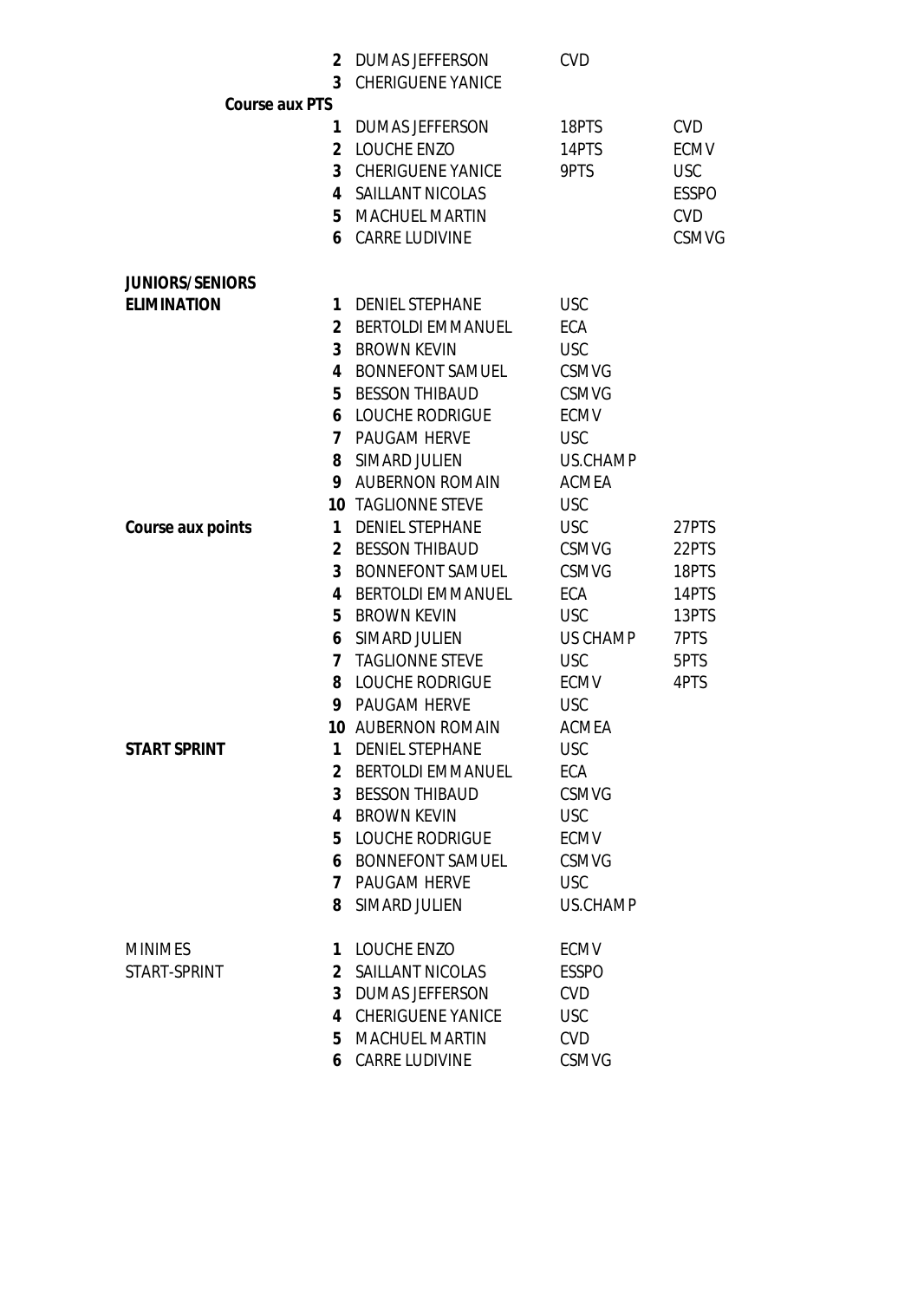| | | | | |
|---|---|---|---|---|
| | 2 | DUMAS JEFFERSON | CVD | |
| | 3 | CHERIGUENE YANICE | | |
| **Course aux PTS** | | | | |
| | 1 | DUMAS JEFFERSON | 18PTS | CVD |
| | 2 | LOUCHE ENZO | 14PTS | ECMV |
| | 3 | CHERIGUENE YANICE | 9PTS | USC |
| | 4 | SAILLANT NICOLAS | | ESSPO |
| | 5 | MACHUEL MARTIN | | CVD |
| | 6 | CARRE LUDIVINE | | CSMVG |

**JUNIORS/SENIORS**

| | | | | |
|---|---|---|---|---|
| **ELIMINATION** | 1 | DENIEL STEPHANE | USC | |
| | 2 | BERTOLDI EMMANUEL | ECA | |
| | 3 | BROWN KEVIN | USC | |
| | 4 | BONNEFONT SAMUEL | CSMVG | |
| | 5 | BESSON THIBAUD | CSMVG | |
| | 6 | LOUCHE RODRIGUE | ECMV | |
| | 7 | PAUGAM HERVE | USC | |
| | 8 | SIMARD JULIEN | US.CHAMP | |
| | 9 | AUBERNON ROMAIN | ACMEA | |
| | 10 | TAGLIONNE STEVE | USC | |
| **Course aux points** | 1 | DENIEL STEPHANE | USC | 27PTS |
| | 2 | BESSON THIBAUD | CSMVG | 22PTS |
| | 3 | BONNEFONT SAMUEL | CSMVG | 18PTS |
| | 4 | BERTOLDI EMMANUEL | ECA | 14PTS |
| | 5 | BROWN KEVIN | USC | 13PTS |
| | 6 | SIMARD JULIEN | US CHAMP | 7PTS |
| | 7 | TAGLIONNE STEVE | USC | 5PTS |
| | 8 | LOUCHE RODRIGUE | ECMV | 4PTS |
| | 9 | PAUGAM HERVE | USC | |
| | 10 | AUBERNON ROMAIN | ACMEA | |
| **START SPRINT** | 1 | DENIEL STEPHANE | USC | |
| | 2 | BERTOLDI EMMANUEL | ECA | |
| | 3 | BESSON THIBAUD | CSMVG | |
| | 4 | BROWN KEVIN | USC | |
| | 5 | LOUCHE RODRIGUE | ECMV | |
| | 6 | BONNEFONT SAMUEL | CSMVG | |
| | 7 | PAUGAM HERVE | USC | |
| | 8 | SIMARD JULIEN | US.CHAMP | |

| | | | |
|---|---|---|---|
| MINIMES | 1 | LOUCHE ENZO | ECMV |
| START-SPRINT | 2 | SAILLANT NICOLAS | ESSPO |
| | 3 | DUMAS JEFFERSON | CVD |
| | 4 | CHERIGUENE YANICE | USC |
| | 5 | MACHUEL MARTIN | CVD |
| | 6 | CARRE LUDIVINE | CSMVG |